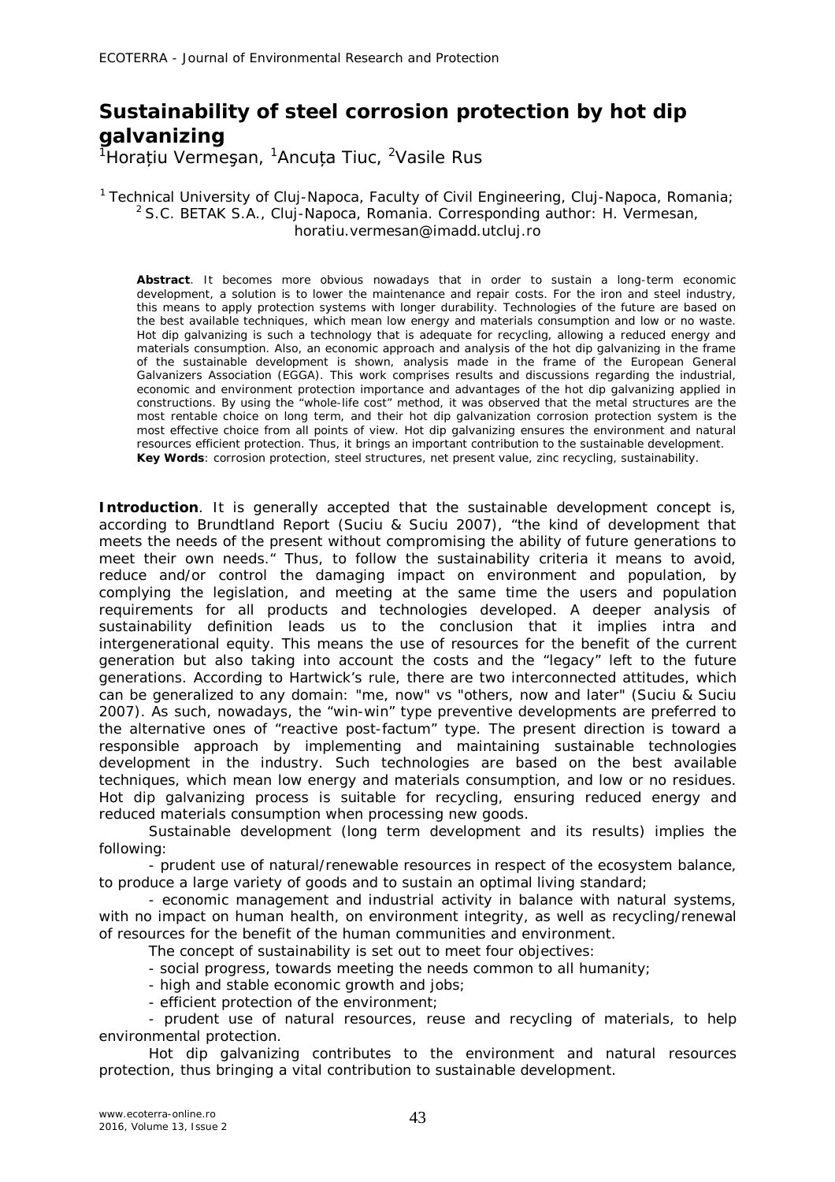# Sustainability of steel corrosion protection by hot dip galvanizing

[1]Horațiu Vermeşan, [1]Ancuța Tiuc, [2]Vasile Rus

[1] Technical University of Cluj-Napoca, Faculty of Civil Engineering, Cluj-Napoca, Romania; [2] S.C. BETAK S.A., Cluj-Napoca, Romania. Corresponding author: H. Vermesan, horatiu.vermesan@imadd.utcluj.ro

**Abstract**. It becomes more obvious nowadays that in order to sustain a long-term economic development, a solution is to lower the maintenance and repair costs. For the iron and steel industry, this means to apply protection systems with longer durability. Technologies of the future are based on the best available techniques, which mean low energy and materials consumption and low or no waste. Hot dip galvanizing is such a technology that is adequate for recycling, allowing a reduced energy and materials consumption. Also, an economic approach and analysis of the hot dip galvanizing in the frame of the sustainable development is shown, analysis made in the frame of the European General Galvanizers Association (EGGA). This work comprises results and discussions regarding the industrial, economic and environment protection importance and advantages of the hot dip galvanizing applied in constructions. By using the "whole-life cost" method, it was observed that the metal structures are the most rentable choice on long term, and their hot dip galvanization corrosion protection system is the most effective choice from all points of view. Hot dip galvanizing ensures the environment and natural resources efficient protection. Thus, it brings an important contribution to the sustainable development.
**Key Words**: corrosion protection, steel structures, net present value, zinc recycling, sustainability.

**Introduction**. It is generally accepted that the sustainable development concept is, according to Brundtland Report (Suciu & Suciu 2007), "the kind of development that meets the needs of the present without compromising the ability of future generations to meet their own needs." Thus, to follow the sustainability criteria it means to avoid, reduce and/or control the damaging impact on environment and population, by complying the legislation, and meeting at the same time the users and population requirements for all products and technologies developed. A deeper analysis of sustainability definition leads us to the conclusion that it implies intra and intergenerational equity. This means the use of resources for the benefit of the current generation but also taking into account the costs and the "legacy" left to the future generations. According to Hartwick's rule, there are two interconnected attitudes, which can be generalized to any domain: "me, now" vs "others, now and later" (Suciu & Suciu 2007). As such, nowadays, the "win-win" type preventive developments are preferred to the alternative ones of "reactive post-factum" type. The present direction is toward a responsible approach by implementing and maintaining sustainable technologies development in the industry. Such technologies are based on the best available techniques, which mean low energy and materials consumption, and low or no residues. Hot dip galvanizing process is suitable for recycling, ensuring reduced energy and reduced materials consumption when processing new goods.

Sustainable development (long term development and its results) implies the following:

- prudent use of natural/renewable resources in respect of the ecosystem balance, to produce a large variety of goods and to sustain an optimal living standard;
- economic management and industrial activity in balance with natural systems, with no impact on human health, on environment integrity, as well as recycling/renewal of resources for the benefit of the human communities and environment.

The concept of sustainability is set out to meet four objectives:

- social progress, towards meeting the needs common to all humanity;
- high and stable economic growth and jobs;
- efficient protection of the environment;
- prudent use of natural resources, reuse and recycling of materials, to help environmental protection.

Hot dip galvanizing contributes to the environment and natural resources protection, thus bringing a vital contribution to sustainable development.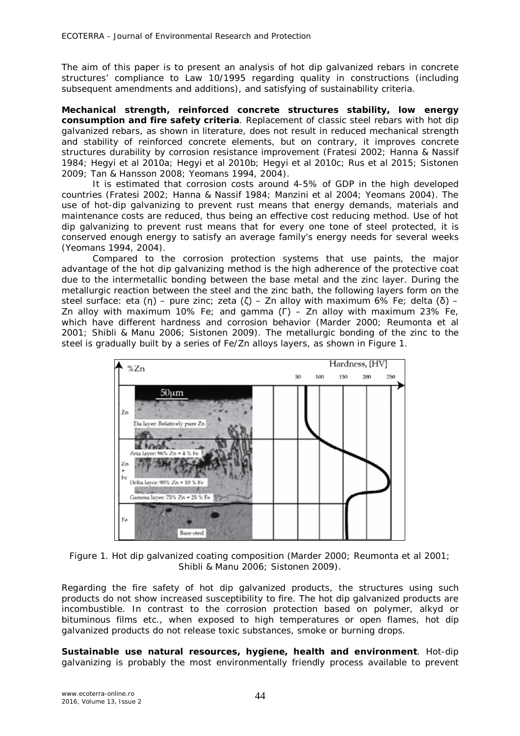The aim of this paper is to present an analysis of hot dip galvanized rebars in concrete structures' compliance to Law 10/1995 regarding quality in constructions (including subsequent amendments and additions), and satisfying of sustainability criteria.

**Mechanical strength, reinforced concrete structures stability, low energy consumption and fire safety criteria**. Replacement of classic steel rebars with hot dip galvanized rebars, as shown in literature, does not result in reduced mechanical strength and stability of reinforced concrete elements, but on contrary, it improves concrete structures durability by corrosion resistance improvement (Fratesi 2002; Hanna & Nassif 1984; Hegyi et al 2010a; Hegyi et al 2010b; Hegyi et al 2010c; Rus et al 2015; Sistonen 2009; Tan & Hansson 2008; Yeomans 1994, 2004).

It is estimated that corrosion costs around 4-5% of GDP in the high developed countries (Fratesi 2002; Hanna & Nassif 1984; Manzini et al 2004; Yeomans 2004). The use of hot-dip galvanizing to prevent rust means that energy demands, materials and maintenance costs are reduced, thus being an effective cost reducing method. Use of hot dip galvanizing to prevent rust means that for every one tone of steel protected, it is conserved enough energy to satisfy an average family's energy needs for several weeks (Yeomans 1994, 2004).

Compared to the corrosion protection systems that use paints, the major advantage of the hot dip galvanizing method is the high adherence of the protective coat due to the intermetallic bonding between the base metal and the zinc layer. During the metallurgic reaction between the steel and the zinc bath, the following layers form on the steel surface: eta (η) – pure zinc; zeta (ζ) – Zn alloy with maximum 6% Fe; delta (δ) – Zn alloy with maximum 10% Fe; and gamma (Γ) – Zn alloy with maximum 23% Fe, which have different hardness and corrosion behavior (Marder 2000; Reumonta et al 2001; Shibli & Manu 2006; Sistonen 2009). The metallurgic bonding of the zinc to the steel is gradually built by a series of Fe/Zn alloys layers, as shown in Figure 1.

Figure 1. Hot dip galvanized coating composition (Marder 2000; Reumonta et al 2001; Shibli & Manu 2006; Sistonen 2009).

Regarding the fire safety of hot dip galvanized products, the structures using such products do not show increased susceptibility to fire. The hot dip galvanized products are incombustible. In contrast to the corrosion protection based on polymer, alkyd or bituminous films etc., when exposed to high temperatures or open flames, hot dip galvanized products do not release toxic substances, smoke or burning drops.

**Sustainable use natural resources, hygiene, health and environment**. Hot-dip galvanizing is probably the most environmentally friendly process available to prevent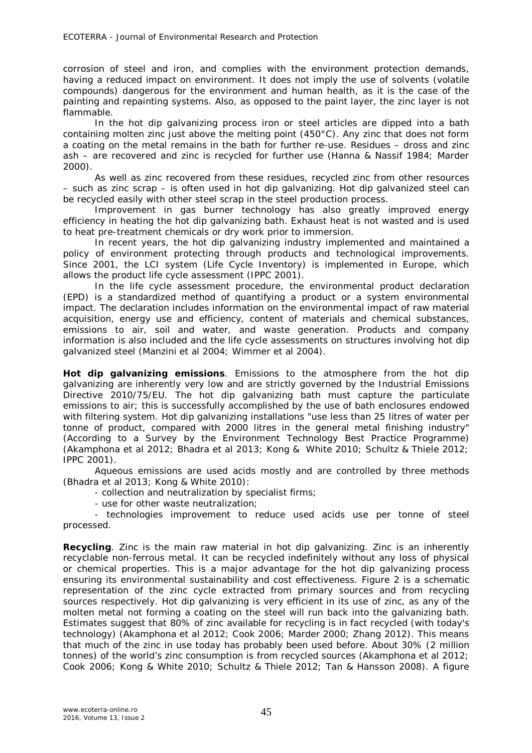corrosion of steel and iron, and complies with the environment protection demands, having a reduced impact on environment. It does not imply the use of solvents (volatile compounds) dangerous for the environment and human health, as it is the case of the painting and repainting systems. Also, as opposed to the paint layer, the zinc layer is not flammable.

In the hot dip galvanizing process iron or steel articles are dipped into a bath containing molten zinc just above the melting point (450°C). Any zinc that does not form a coating on the metal remains in the bath for further re-use. Residues – dross and zinc ash – are recovered and zinc is recycled for further use (Hanna & Nassif 1984; Marder 2000).

As well as zinc recovered from these residues, recycled zinc from other resources – such as zinc scrap – is often used in hot dip galvanizing. Hot dip galvanized steel can be recycled easily with other steel scrap in the steel production process.

Improvement in gas burner technology has also greatly improved energy efficiency in heating the hot dip galvanizing bath. Exhaust heat is not wasted and is used to heat pre-treatment chemicals or dry work prior to immersion.

In recent years, the hot dip galvanizing industry implemented and maintained a policy of environment protecting through products and technological improvements. Since 2001, the LCI system (Life Cycle Inventory) is implemented in Europe, which allows the product life cycle assessment (IPPC 2001).

In the life cycle assessment procedure, the environmental product declaration (EPD) is a standardized method of quantifying a product or a system environmental impact. The declaration includes information on the environmental impact of raw material acquisition, energy use and efficiency, content of materials and chemical substances, emissions to air, soil and water, and waste generation. Products and company information is also included and the life cycle assessments on structures involving hot dip galvanized steel (Manzini et al 2004; Wimmer et al 2004).

**Hot dip galvanizing emissions**. Emissions to the atmosphere from the hot dip galvanizing are inherently very low and are strictly governed by the Industrial Emissions Directive 2010/75/EU. The hot dip galvanizing bath must capture the particulate emissions to air; this is successfully accomplished by the use of bath enclosures endowed with filtering system. Hot dip galvanizing installations "use less than 25 litres of water per tonne of product, compared with 2000 litres in the general metal finishing industry" (According to a Survey by the Environment Technology Best Practice Programme) (Akamphona et al 2012; Bhadra et al 2013; Kong & White 2010; Schultz & Thiele 2012; IPPC 2001).

Aqueous emissions are used acids mostly and are controlled by three methods (Bhadra et al 2013; Kong & White 2010):

- collection and neutralization by specialist firms;
- use for other waste neutralization;
- technologies improvement to reduce used acids use per tonne of steel processed.

**Recycling**. Zinc is the main raw material in hot dip galvanizing. Zinc is an inherently recyclable non-ferrous metal. It can be recycled indefinitely without any loss of physical or chemical properties. This is a major advantage for the hot dip galvanizing process ensuring its environmental sustainability and cost effectiveness. Figure 2 is a schematic representation of the zinc cycle extracted from primary sources and from recycling sources respectively. Hot dip galvanizing is very efficient in its use of zinc, as any of the molten metal not forming a coating on the steel will run back into the galvanizing bath. Estimates suggest that 80% of zinc available for recycling is in fact recycled (with today's technology) (Akamphona et al 2012; Cook 2006; Marder 2000; Zhang 2012). This means that much of the zinc in use today has probably been used before. About 30% (2 million tonnes) of the world's zinc consumption is from recycled sources (Akamphona et al 2012; Cook 2006; Kong & White 2010; Schultz & Thiele 2012; Tan & Hansson 2008). A figure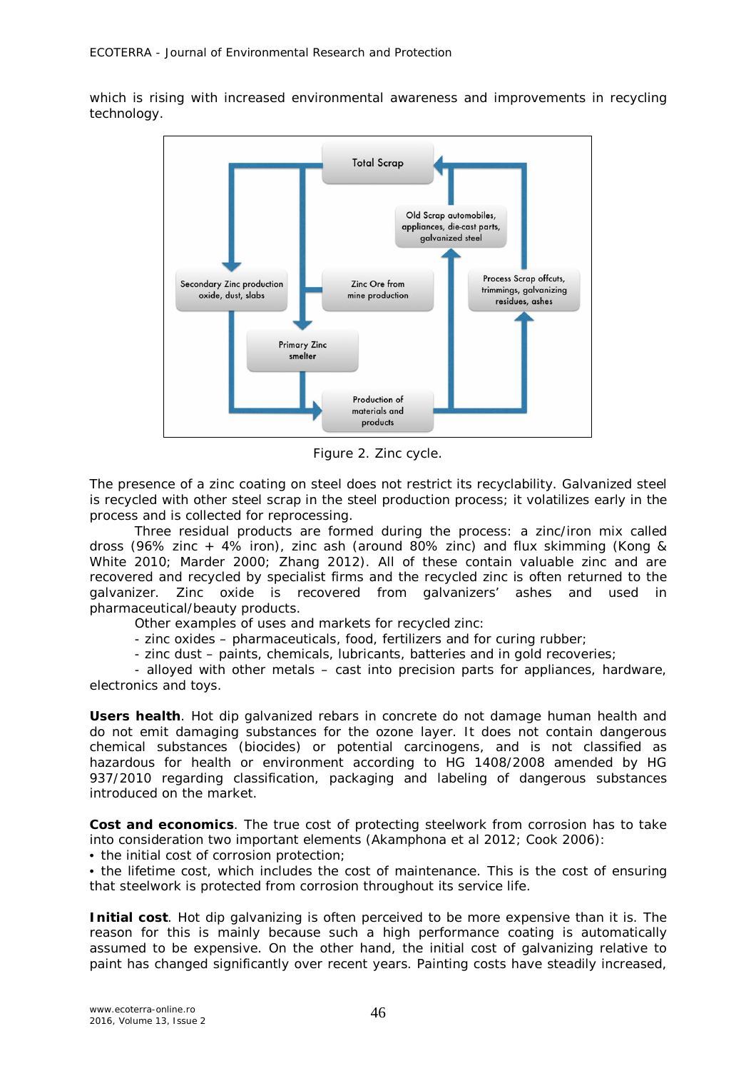which is rising with increased environmental awareness and improvements in recycling technology.

Figure 2. Zinc cycle.

The presence of a zinc coating on steel does not restrict its recyclability. Galvanized steel is recycled with other steel scrap in the steel production process; it volatilizes early in the process and is collected for reprocessing.

Three residual products are formed during the process: a zinc/iron mix called dross (96% zinc + 4% iron), zinc ash (around 80% zinc) and flux skimming (Kong & White 2010; Marder 2000; Zhang 2012). All of these contain valuable zinc and are recovered and recycled by specialist firms and the recycled zinc is often returned to the galvanizer. Zinc oxide is recovered from galvanizers' ashes and used in pharmaceutical/beauty products.

Other examples of uses and markets for recycled zinc:

- zinc oxides – pharmaceuticals, food, fertilizers and for curing rubber;
- zinc dust – paints, chemicals, lubricants, batteries and in gold recoveries;
- alloyed with other metals – cast into precision parts for appliances, hardware, electronics and toys.

**Users health**. Hot dip galvanized rebars in concrete do not damage human health and do not emit damaging substances for the ozone layer. It does not contain dangerous chemical substances (biocides) or potential carcinogens, and is not classified as hazardous for health or environment according to HG 1408/2008 amended by HG 937/2010 regarding classification, packaging and labeling of dangerous substances introduced on the market.

**Cost and economics**. The true cost of protecting steelwork from corrosion has to take into consideration two important elements (Akamphona et al 2012; Cook 2006):

- the initial cost of corrosion protection;
- the lifetime cost, which includes the cost of maintenance. This is the cost of ensuring that steelwork is protected from corrosion throughout its service life.

**Initial cost**. Hot dip galvanizing is often perceived to be more expensive than it is. The reason for this is mainly because such a high performance coating is automatically assumed to be expensive. On the other hand, the initial cost of galvanizing relative to paint has changed significantly over recent years. Painting costs have steadily increased,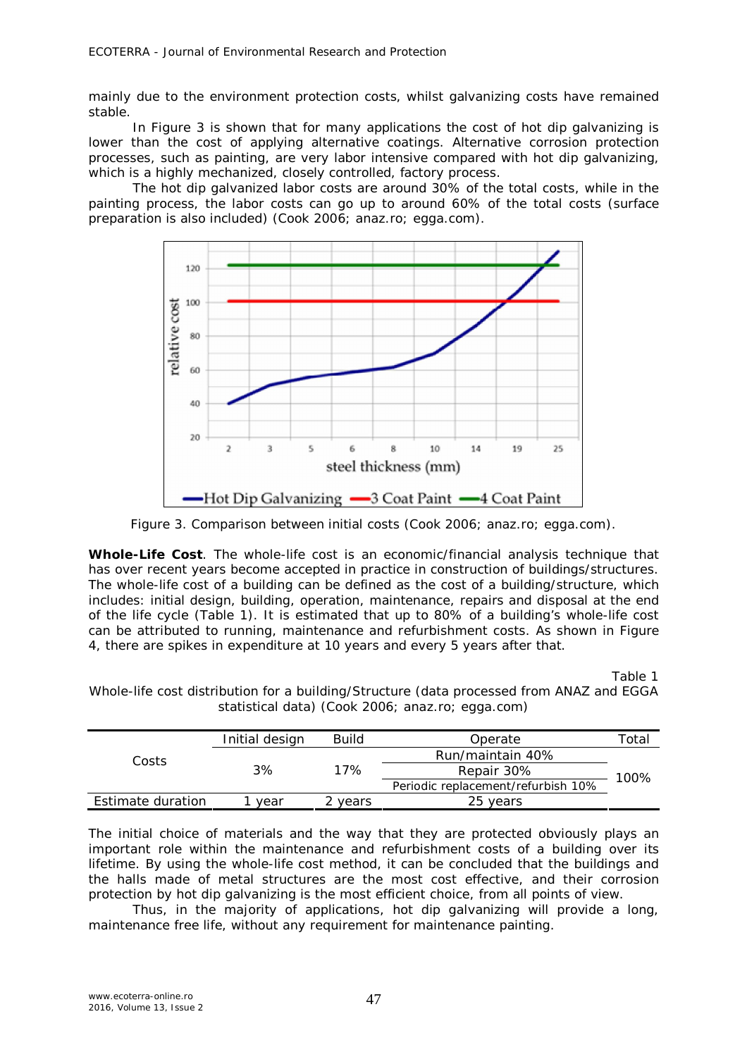mainly due to the environment protection costs, whilst galvanizing costs have remained stable.

In Figure 3 is shown that for many applications the cost of hot dip galvanizing is lower than the cost of applying alternative coatings. Alternative corrosion protection processes, such as painting, are very labor intensive compared with hot dip galvanizing, which is a highly mechanized, closely controlled, factory process.

The hot dip galvanized labor costs are around 30% of the total costs, while in the painting process, the labor costs can go up to around 60% of the total costs (surface preparation is also included) (Cook 2006; anaz.ro; egga.com).

Figure 3. Comparison between initial costs (Cook 2006; anaz.ro; egga.com).

**Whole-Life Cost**. The whole-life cost is an economic/financial analysis technique that has over recent years become accepted in practice in construction of buildings/structures. The whole-life cost of a building can be defined as the cost of a building/structure, which includes: initial design, building, operation, maintenance, repairs and disposal at the end of the life cycle (Table 1). It is estimated that up to 80% of a building's whole-life cost can be attributed to running, maintenance and refurbishment costs. As shown in Figure 4, there are spikes in expenditure at 10 years and every 5 years after that.

Table 1

Whole-life cost distribution for a building/Structure (data processed from ANAZ and EGGA statistical data) (Cook 2006; anaz.ro; egga.com)

| | Initial design | Build | Operate | Total |
|---|---|---|---|---|
| Costs | 3% | 17% | Run/maintain 40% | 100% |
| | | | Repair 30% | |
| | | | Periodic replacement/refurbish 10% | |
| Estimate duration | 1 year | 2 years | 25 years | |

The initial choice of materials and the way that they are protected obviously plays an important role within the maintenance and refurbishment costs of a building over its lifetime. By using the whole-life cost method, it can be concluded that the buildings and the halls made of metal structures are the most cost effective, and their corrosion protection by hot dip galvanizing is the most efficient choice, from all points of view.

Thus, in the majority of applications, hot dip galvanizing will provide a long, maintenance free life, without any requirement for maintenance painting.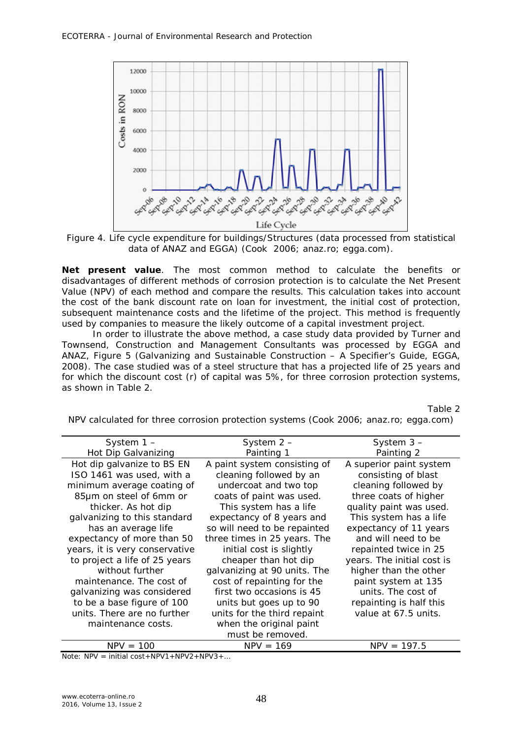Figure 4. Life cycle expenditure for buildings/Structures (data processed from statistical data of ANAZ and EGGA) (Cook 2006; anaz.ro; egga.com).

**Net present value**. The most common method to calculate the benefits or disadvantages of different methods of corrosion protection is to calculate the Net Present Value (NPV) of each method and compare the results. This calculation takes into account the cost of the bank discount rate on loan for investment, the initial cost of protection, subsequent maintenance costs and the lifetime of the project. This method is frequently used by companies to measure the likely outcome of a capital investment project.

In order to illustrate the above method, a case study data provided by Turner and Townsend, Construction and Management Consultants was processed by EGGA and ANAZ, Figure 5 (Galvanizing and Sustainable Construction – A Specifier's Guide, EGGA, 2008). The case studied was of a steel structure that has a projected life of 25 years and for which the discount cost (r) of capital was 5%, for three corrosion protection systems, as shown in Table 2.

Table 2

NPV calculated for three corrosion protection systems (Cook 2006; anaz.ro; egga.com)

| System 1 – Hot Dip Galvanizing | System 2 – Painting 1 | System 3 – Painting 2 |
|---|---|---|
| Hot dip galvanize to BS EN ISO 1461 was used, with a minimum average coating of 85μm on steel of 6mm or thicker. As hot dip galvanizing to this standard has an average life expectancy of more than 50 years, it is very conservative to project a life of 25 years without further maintenance. The cost of galvanizing was considered to be a base figure of 100 units. There are no further maintenance costs. | A paint system consisting of cleaning followed by an undercoat and two top coats of paint was used. This system has a life expectancy of 8 years and so will need to be repainted three times in 25 years. The initial cost is slightly cheaper than hot dip galvanizing at 90 units. The cost of repainting for the first two occasions is 45 units but goes up to 90 units for the third repaint when the original paint must be removed. | A superior paint system consisting of blast cleaning followed by three coats of higher quality paint was used. This system has a life expectancy of 11 years and will need to be repainted twice in 25 years. The initial cost is higher than the other paint system at 135 units. The cost of repainting is half this value at 67.5 units. |
| NPV = 100 | NPV = 169 | NPV = 197.5 |

Note: NPV = initial cost+NPV1+NPV2+NPV3+...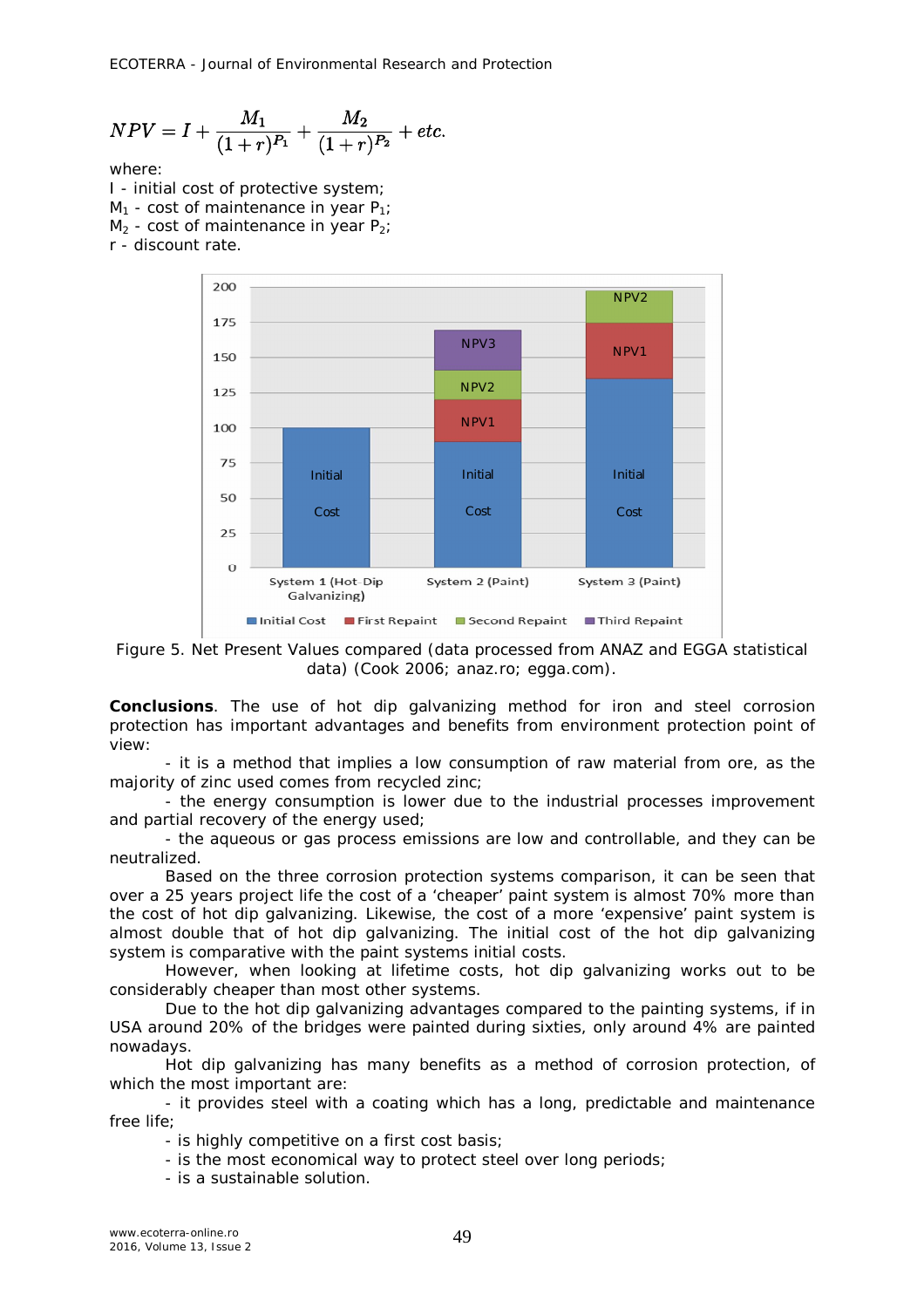$$NPV = I + \frac{M_1}{(1+r)^{P_1}} + \frac{M_2}{(1+r)^{P_2}} + etc.$$

where:
I - initial cost of protective system;
$M_1$ - cost of maintenance in year $P_1$;
$M_2$ - cost of maintenance in year $P_2$;
r - discount rate.

Figure 5. Net Present Values compared (data processed from ANAZ and EGGA statistical data) (Cook 2006; anaz.ro; egga.com).

**Conclusions**. The use of hot dip galvanizing method for iron and steel corrosion protection has important advantages and benefits from environment protection point of view:

- it is a method that implies a low consumption of raw material from ore, as the majority of zinc used comes from recycled zinc;
- the energy consumption is lower due to the industrial processes improvement and partial recovery of the energy used;
- the aqueous or gas process emissions are low and controllable, and they can be neutralized.

Based on the three corrosion protection systems comparison, it can be seen that over a 25 years project life the cost of a 'cheaper' paint system is almost 70% more than the cost of hot dip galvanizing. Likewise, the cost of a more 'expensive' paint system is almost double that of hot dip galvanizing. The initial cost of the hot dip galvanizing system is comparative with the paint systems initial costs.

However, when looking at lifetime costs, hot dip galvanizing works out to be considerably cheaper than most other systems.

Due to the hot dip galvanizing advantages compared to the painting systems, if in USA around 20% of the bridges were painted during sixties, only around 4% are painted nowadays.

Hot dip galvanizing has many benefits as a method of corrosion protection, of which the most important are:

- it provides steel with a coating which has a long, predictable and maintenance free life;
- is highly competitive on a first cost basis;
- is the most economical way to protect steel over long periods;
- is a sustainable solution.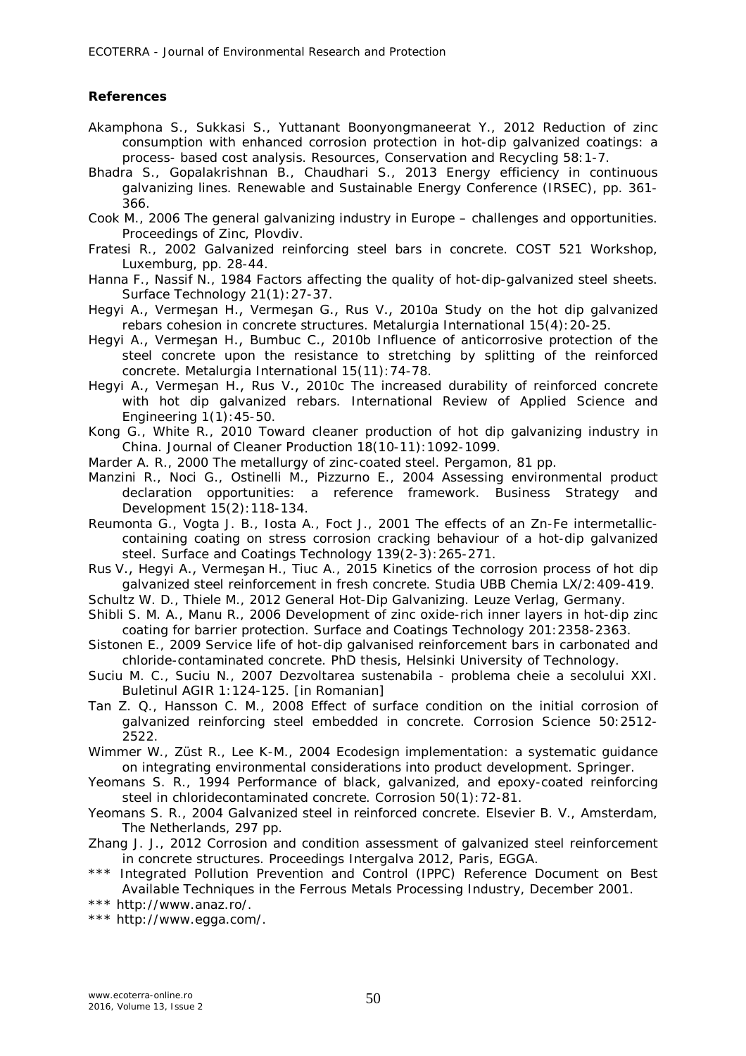**References**

Akamphona S., Sukkasi S., Yuttanant Boonyongmaneerat Y., 2012 Reduction of zinc consumption with enhanced corrosion protection in hot-dip galvanized coatings: a process- based cost analysis. Resources, Conservation and Recycling 58:1-7.

Bhadra S., Gopalakrishnan B., Chaudhari S., 2013 Energy efficiency in continuous galvanizing lines. Renewable and Sustainable Energy Conference (IRSEC), pp. 361-366.

Cook M., 2006 The general galvanizing industry in Europe – challenges and opportunities. Proceedings of Zinc, Plovdiv.

Fratesi R., 2002 Galvanized reinforcing steel bars in concrete. COST 521 Workshop, Luxemburg, pp. 28-44.

Hanna F., Nassif N., 1984 Factors affecting the quality of hot-dip-galvanized steel sheets. Surface Technology 21(1):27-37.

Hegyi A., Vermeşan H., Vermeşan G., Rus V., 2010a Study on the hot dip galvanized rebars cohesion in concrete structures. Metalurgia International 15(4):20-25.

Hegyi A., Vermeşan H., Bumbuc C., 2010b Influence of anticorrosive protection of the steel concrete upon the resistance to stretching by splitting of the reinforced concrete. Metalurgia International 15(11):74-78.

Hegyi A., Vermeşan H., Rus V., 2010c The increased durability of reinforced concrete with hot dip galvanized rebars. International Review of Applied Science and Engineering 1(1):45-50.

Kong G., White R., 2010 Toward cleaner production of hot dip galvanizing industry in China. Journal of Cleaner Production 18(10-11):1092-1099.

Marder A. R., 2000 The metallurgy of zinc-coated steel. Pergamon, 81 pp.

Manzini R., Noci G., Ostinelli M., Pizzurno E., 2004 Assessing environmental product declaration opportunities: a reference framework. Business Strategy and Development 15(2):118-134.

Reumonta G., Vogta J. B., Iosta A., Foct J., 2001 The effects of an Zn-Fe intermetallic-containing coating on stress corrosion cracking behaviour of a hot-dip galvanized steel. Surface and Coatings Technology 139(2-3):265-271.

Rus V., Hegyi A., Vermeşan H., Tiuc A., 2015 Kinetics of the corrosion process of hot dip galvanized steel reinforcement in fresh concrete. Studia UBB Chemia LX/2:409-419.

Schultz W. D., Thiele M., 2012 General Hot-Dip Galvanizing. Leuze Verlag, Germany.

Shibli S. M. A., Manu R., 2006 Development of zinc oxide-rich inner layers in hot-dip zinc coating for barrier protection. Surface and Coatings Technology 201:2358-2363.

Sistonen E., 2009 Service life of hot-dip galvanised reinforcement bars in carbonated and chloride-contaminated concrete. PhD thesis, Helsinki University of Technology.

Suciu M. C., Suciu N., 2007 Dezvoltarea sustenabila - problema cheie a secolului XXI. Buletinul AGIR 1:124-125. [in Romanian]

Tan Z. Q., Hansson C. M., 2008 Effect of surface condition on the initial corrosion of galvanized reinforcing steel embedded in concrete. Corrosion Science 50:2512-2522.

Wimmer W., Züst R., Lee K-M., 2004 Ecodesign implementation: a systematic guidance on integrating environmental considerations into product development. Springer.

Yeomans S. R., 1994 Performance of black, galvanized, and epoxy-coated reinforcing steel in chloridecontaminated concrete. Corrosion 50(1):72-81.

Yeomans S. R., 2004 Galvanized steel in reinforced concrete. Elsevier B. V., Amsterdam, The Netherlands, 297 pp.

Zhang J. J., 2012 Corrosion and condition assessment of galvanized steel reinforcement in concrete structures. Proceedings Intergalva 2012, Paris, EGGA.

*** Integrated Pollution Prevention and Control (IPPC) Reference Document on Best Available Techniques in the Ferrous Metals Processing Industry, December 2001.

*** http://www.anaz.ro/.

*** http://www.egga.com/.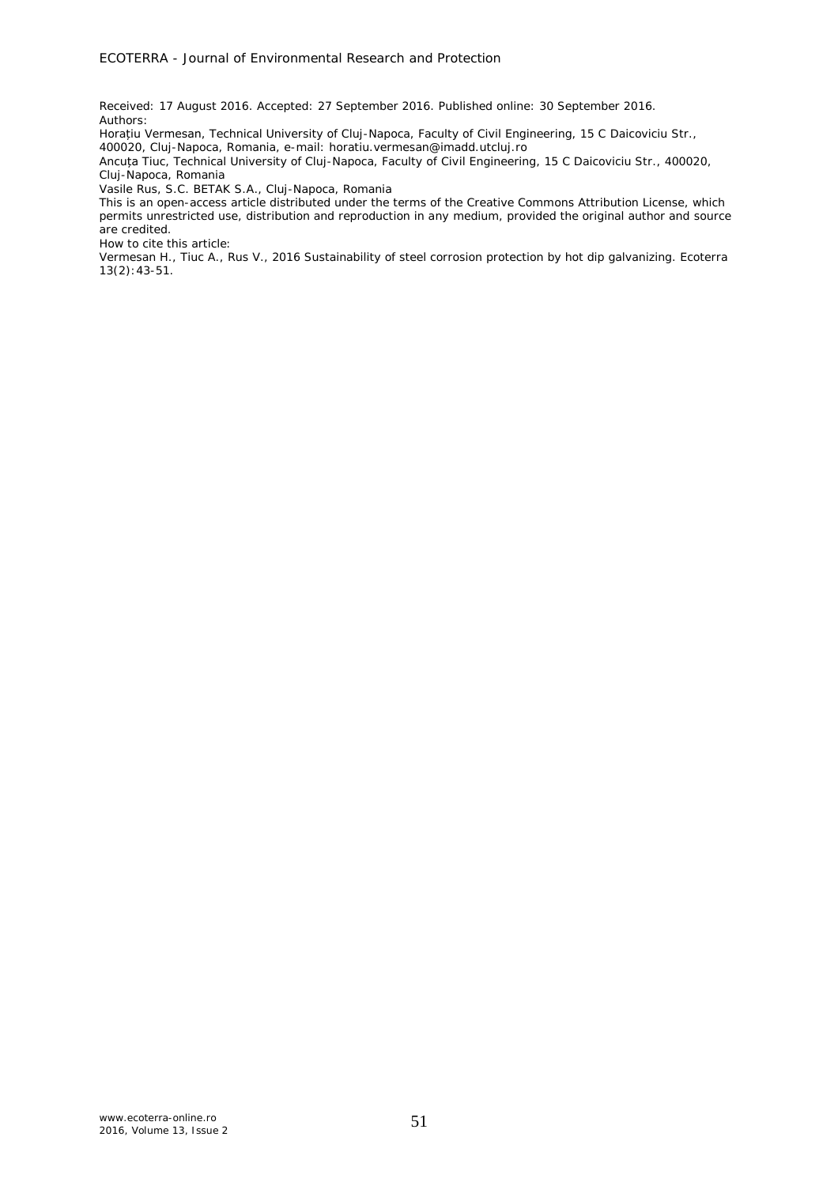Received: 17 August 2016. Accepted: 27 September 2016. Published online: 30 September 2016.
Authors:
Horațiu Vermesan, Technical University of Cluj-Napoca, Faculty of Civil Engineering, 15 C Daicoviciu Str., 400020, Cluj-Napoca, Romania, e-mail: horatiu.vermesan@imadd.utcluj.ro
Ancuța Tiuc, Technical University of Cluj-Napoca, Faculty of Civil Engineering, 15 C Daicoviciu Str., 400020, Cluj-Napoca, Romania
Vasile Rus, S.C. BETAK S.A., Cluj-Napoca, Romania
This is an open-access article distributed under the terms of the Creative Commons Attribution License, which permits unrestricted use, distribution and reproduction in any medium, provided the original author and source are credited.
How to cite this article:
Vermesan H., Tiuc A., Rus V., 2016 Sustainability of steel corrosion protection by hot dip galvanizing. Ecoterra 13(2):43-51.